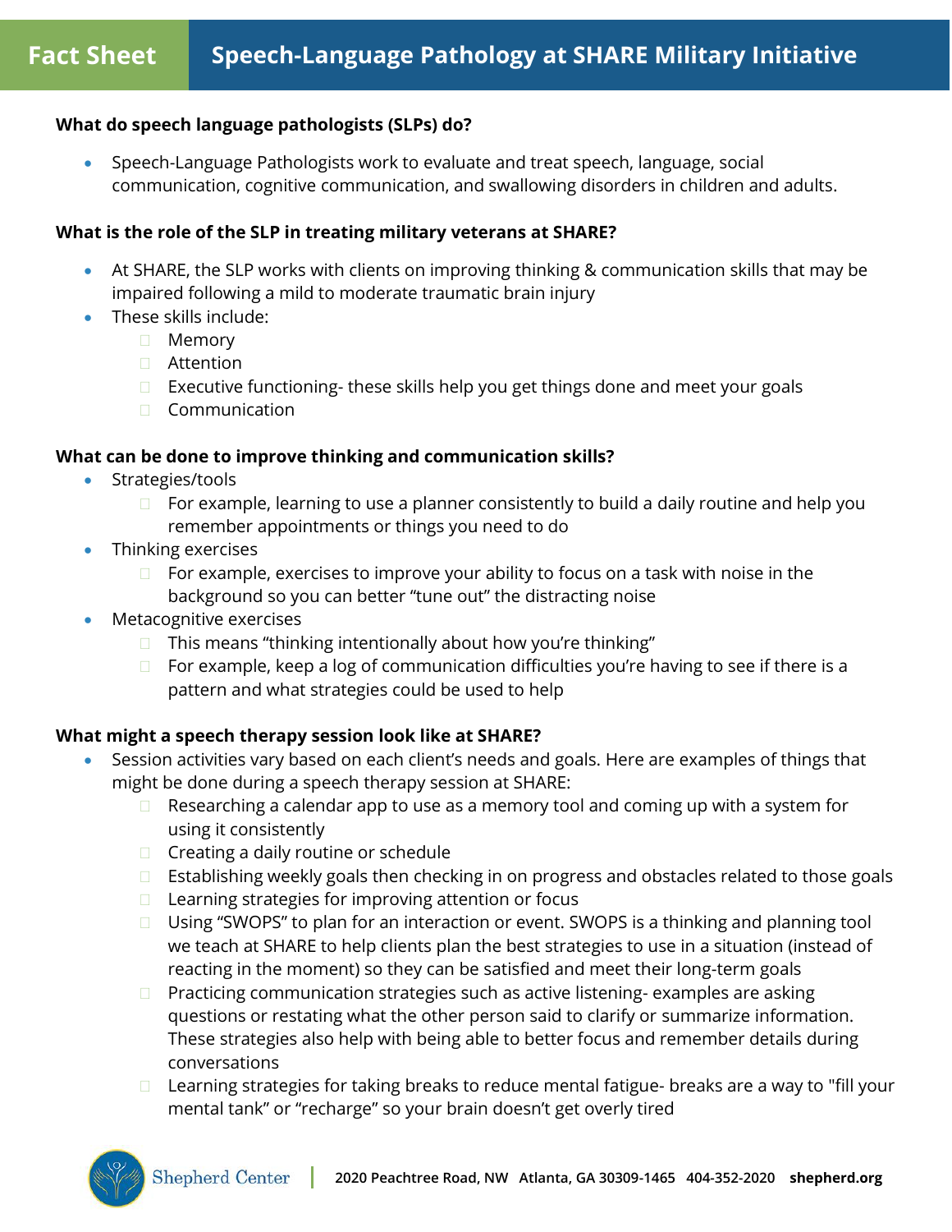# Fact Sheet — Speech-Language Pathology at SHARE Military Initiative

**What do speech language pathologists (SLPs) do?**

- Speech-Language Pathologists work to evaluate and treat speech, language, social communication, cognitive communication, and swallowing disorders in children and adults.

**What is the role of the SLP in treating military veterans at SHARE?**

- At SHARE, the SLP works with clients on improving thinking & communication skills that may be impaired following a mild to moderate traumatic brain injury
- These skills include:
  - Memory
  - Attention
  - Executive functioning- these skills help you get things done and meet your goals
  - Communication

**What can be done to improve thinking and communication skills?**

- Strategies/tools
  - For example, learning to use a planner consistently to build a daily routine and help you remember appointments or things you need to do
- Thinking exercises
  - For example, exercises to improve your ability to focus on a task with noise in the background so you can better "tune out" the distracting noise
- Metacognitive exercises
  - This means "thinking intentionally about how you're thinking"
  - For example, keep a log of communication difficulties you're having to see if there is a pattern and what strategies could be used to help

**What might a speech therapy session look like at SHARE?**

- Session activities vary based on each client's needs and goals. Here are examples of things that might be done during a speech therapy session at SHARE:
  - Researching a calendar app to use as a memory tool and coming up with a system for using it consistently
  - Creating a daily routine or schedule
  - Establishing weekly goals then checking in on progress and obstacles related to those goals
  - Learning strategies for improving attention or focus
  - Using "SWOPS" to plan for an interaction or event. SWOPS is a thinking and planning tool we teach at SHARE to help clients plan the best strategies to use in a situation (instead of reacting in the moment) so they can be satisfied and meet their long-term goals
  - Practicing communication strategies such as active listening- examples are asking questions or restating what the other person said to clarify or summarize information. These strategies also help with being able to better focus and remember details during conversations
  - Learning strategies for taking breaks to reduce mental fatigue- breaks are a way to "fill your mental tank" or "recharge" so your brain doesn't get overly tired

Shepherd Center | 2020 Peachtree Road, NW Atlanta, GA 30309-1465 404-352-2020 shepherd.org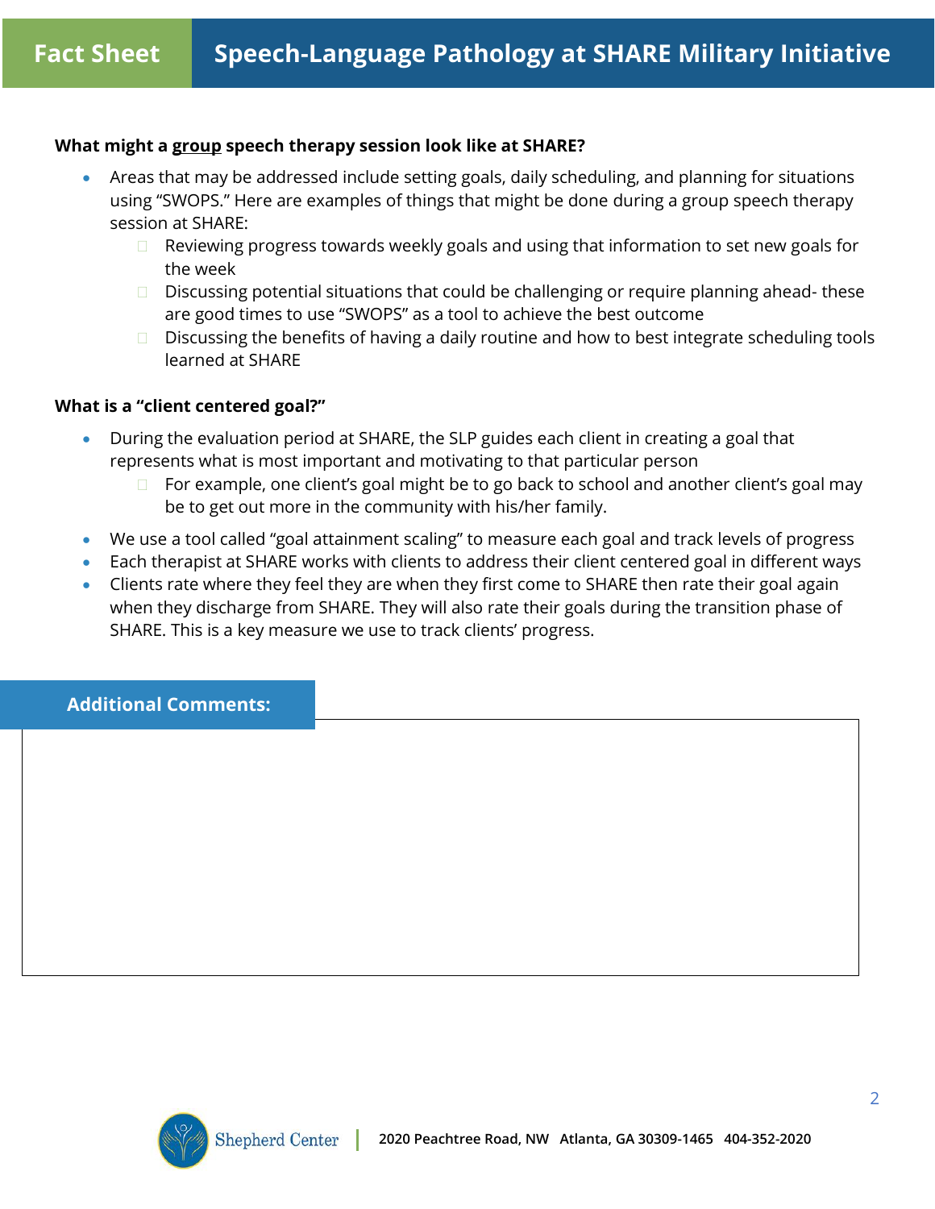**Fact Sheet** | **Speech-Language Pathology at SHARE Military Initiative**

**What might a group speech therapy session look like at SHARE?**

- Areas that may be addressed include setting goals, daily scheduling, and planning for situations using “SWOPS.” Here are examples of things that might be done during a group speech therapy session at SHARE:
  - Reviewing progress towards weekly goals and using that information to set new goals for the week
  - Discussing potential situations that could be challenging or require planning ahead- these are good times to use “SWOPS” as a tool to achieve the best outcome
  - Discussing the benefits of having a daily routine and how to best integrate scheduling tools learned at SHARE

**What is a “client centered goal?”**

- During the evaluation period at SHARE, the SLP guides each client in creating a goal that represents what is most important and motivating to that particular person
  - For example, one client’s goal might be to go back to school and another client’s goal may be to get out more in the community with his/her family.
- We use a tool called “goal attainment scaling” to measure each goal and track levels of progress
- Each therapist at SHARE works with clients to address their client centered goal in different ways
- Clients rate where they feel they are when they first come to SHARE then rate their goal again when they discharge from SHARE. They will also rate their goals during the transition phase of SHARE. This is a key measure we use to track clients’ progress.

**Additional Comments:**

Shepherd Center | 2020 Peachtree Road, NW Atlanta, GA 30309-1465 404-352-2020